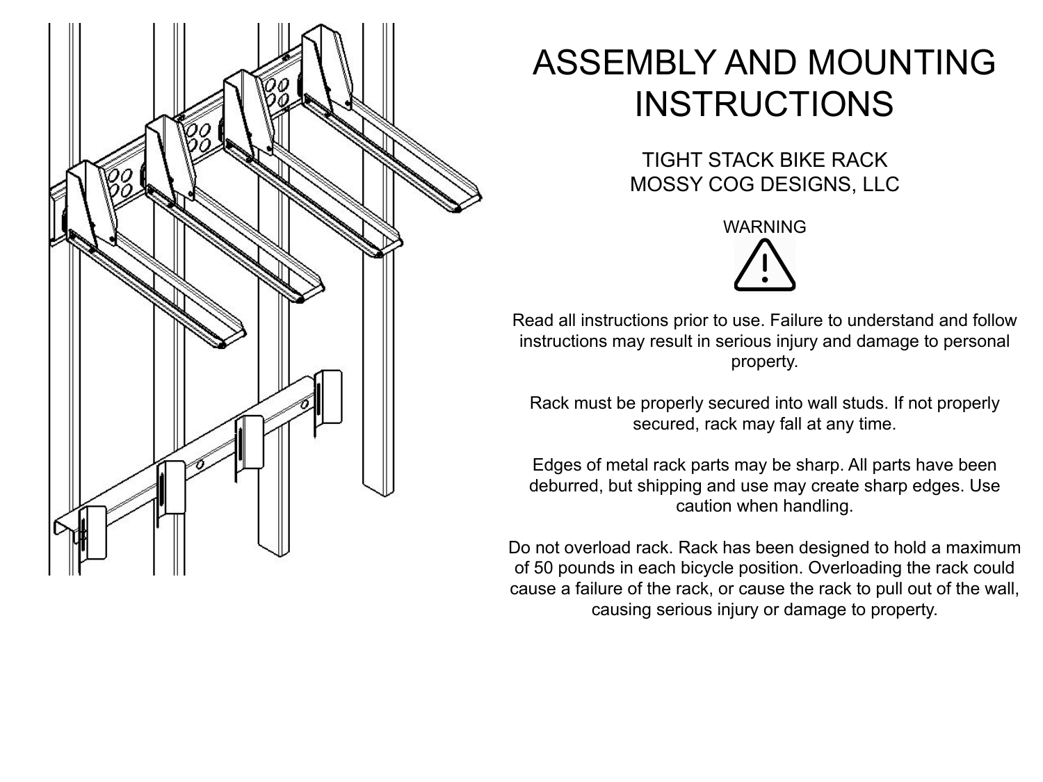# ASSEMBLY AND MOUNTING INSTRUCTIONS

## TIGHT STACK BIKE RACK
## MOSSY COG DESIGNS, LLC

WARNING

Read all instructions prior to use. Failure to understand and follow instructions may result in serious injury and damage to personal property.

Rack must be properly secured into wall studs. If not properly secured, rack may fall at any time.

Edges of metal rack parts may be sharp. All parts have been deburred, but shipping and use may create sharp edges. Use caution when handling.

Do not overload rack. Rack has been designed to hold a maximum of 50 pounds in each bicycle position. Overloading the rack could cause a failure of the rack, or cause the rack to pull out of the wall, causing serious injury or damage to property.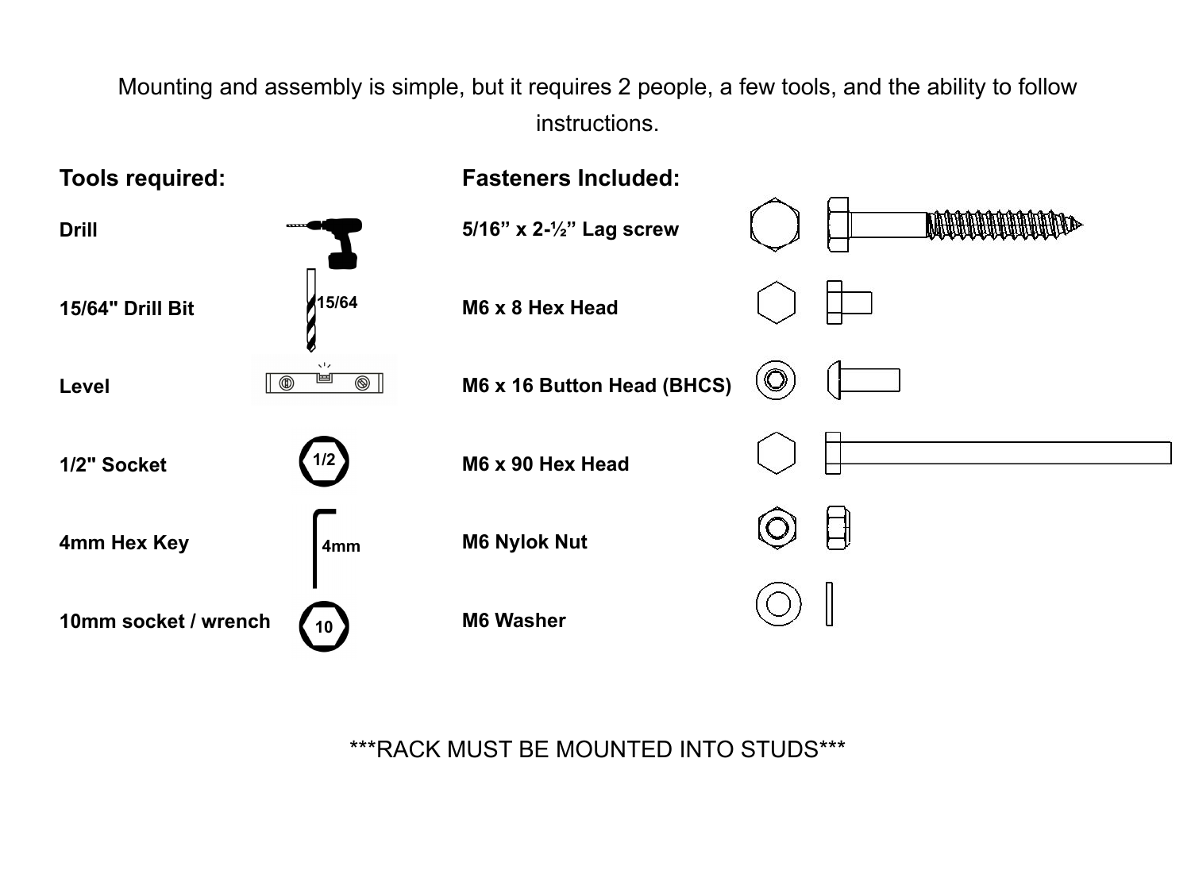Mounting and assembly is simple, but it requires 2 people, a few tools, and the ability to follow instructions.

**Tools required:**

- **Drill**
- **15/64" Drill Bit**
- **Level**
- **1/2" Socket**
- **4mm Hex Key**
- **10mm socket / wrench**

**Fasteners Included:**

- **5/16” x 2-½” Lag screw**
- **M6 x 8 Hex Head**
- **M6 x 16 Button Head (BHCS)**
- **M6 x 90 Hex Head**
- **M6 Nylok Nut**
- **M6 Washer**

***RACK MUST BE MOUNTED INTO STUDS***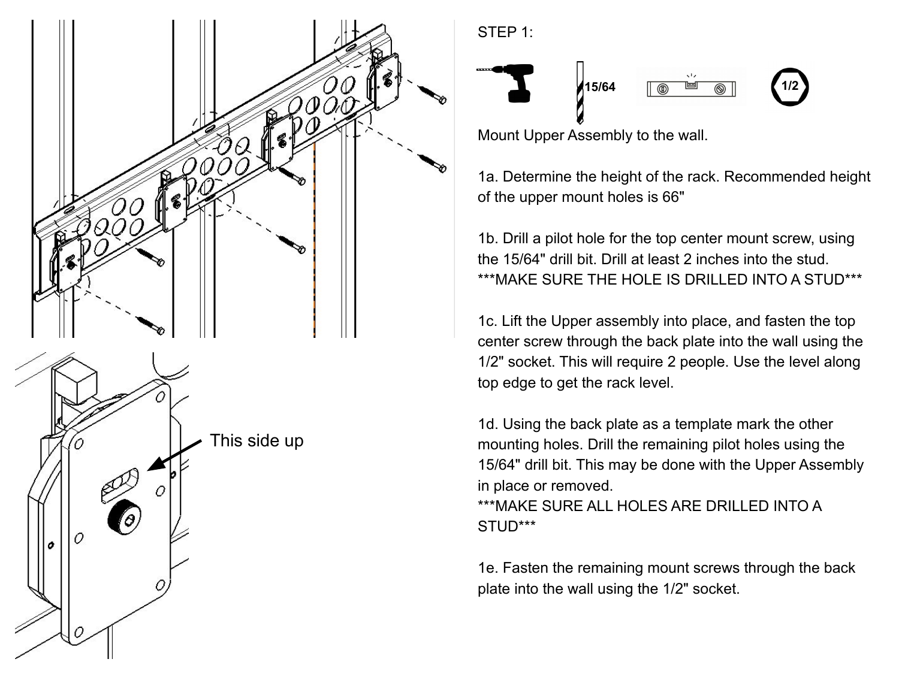STEP 1:

15/64

1/2

Mount Upper Assembly to the wall.

1a. Determine the height of the rack. Recommended height of the upper mount holes is 66"

1b. Drill a pilot hole for the top center mount screw, using the 15/64" drill bit. Drill at least 2 inches into the stud.
***MAKE SURE THE HOLE IS DRILLED INTO A STUD***

1c. Lift the Upper assembly into place, and fasten the top center screw through the back plate into the wall using the 1/2" socket. This will require 2 people. Use the level along top edge to get the rack level.

1d. Using the back plate as a template mark the other mounting holes. Drill the remaining pilot holes using the 15/64" drill bit. This may be done with the Upper Assembly in place or removed.
***MAKE SURE ALL HOLES ARE DRILLED INTO A STUD***

1e. Fasten the remaining mount screws through the back plate into the wall using the 1/2" socket.

This side up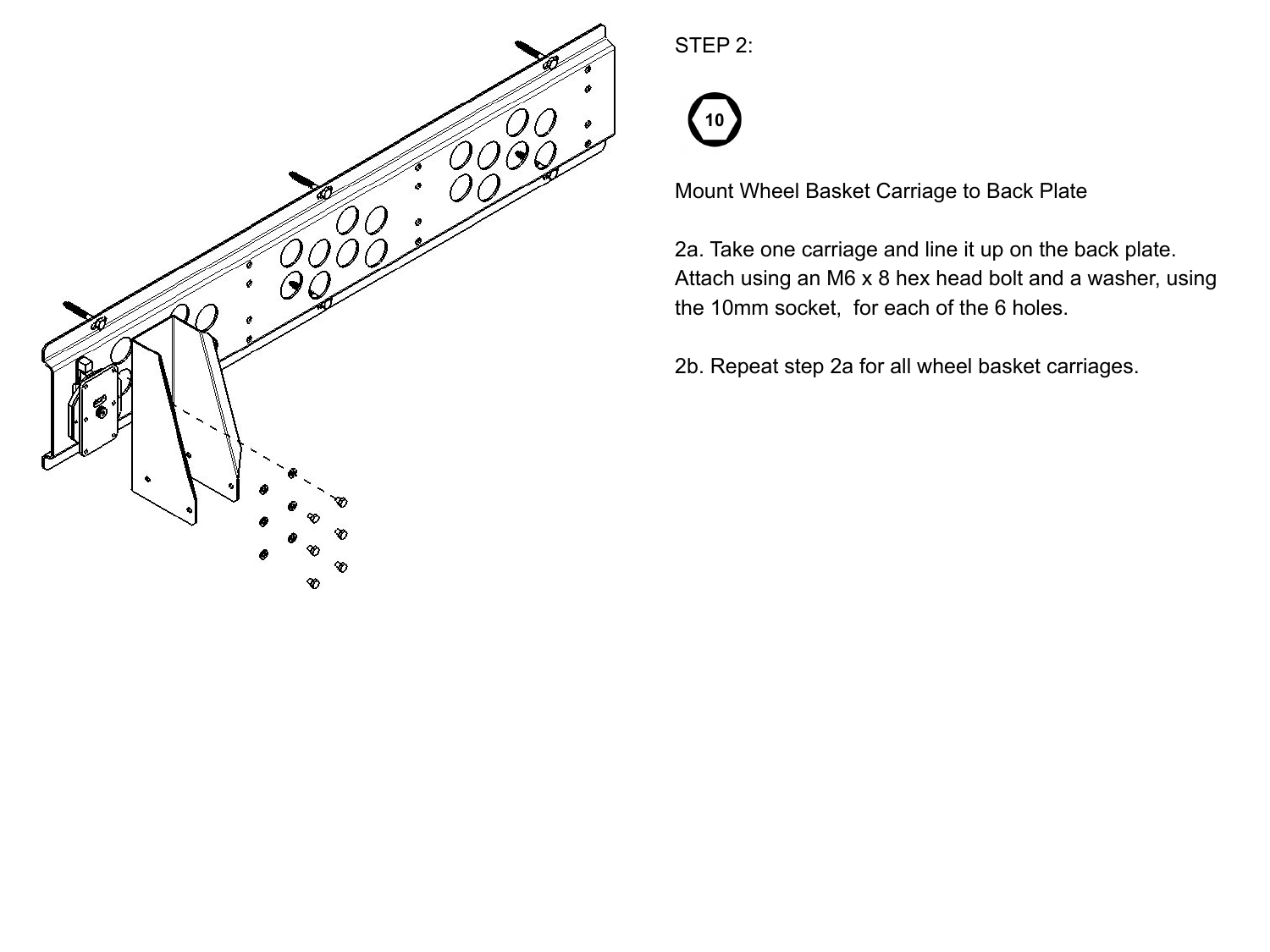STEP 2:

10

Mount Wheel Basket Carriage to Back Plate

2a. Take one carriage and line it up on the back plate. Attach using an M6 x 8 hex head bolt and a washer, using the 10mm socket,  for each of the 6 holes.

2b. Repeat step 2a for all wheel basket carriages.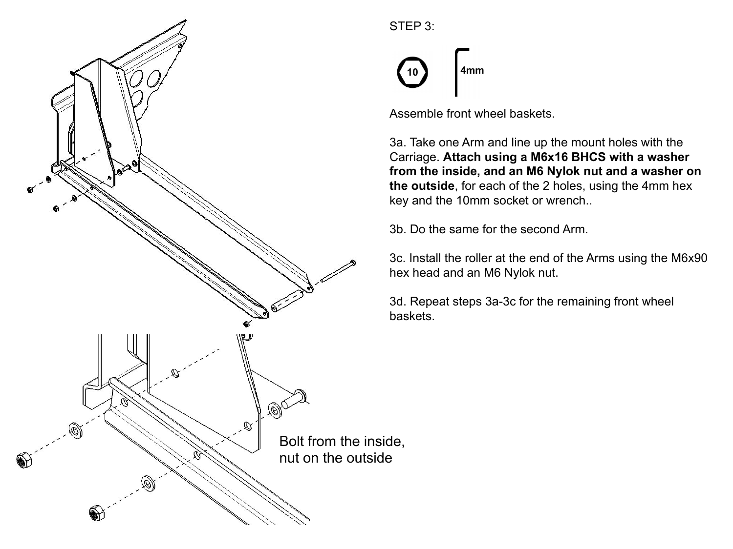STEP 3:

10 4mm

Assemble front wheel baskets.

3a. Take one Arm and line up the mount holes with the Carriage. **Attach using a M6x16 BHCS with a washer from the inside, and an M6 Nylok nut and a washer on the outside**, for each of the 2 holes, using the 4mm hex key and the 10mm socket or wrench..

3b. Do the same for the second Arm.

3c. Install the roller at the end of the Arms using the M6x90 hex head and an M6 Nylok nut.

3d. Repeat steps 3a-3c for the remaining front wheel baskets.

Bolt from the inside, nut on the outside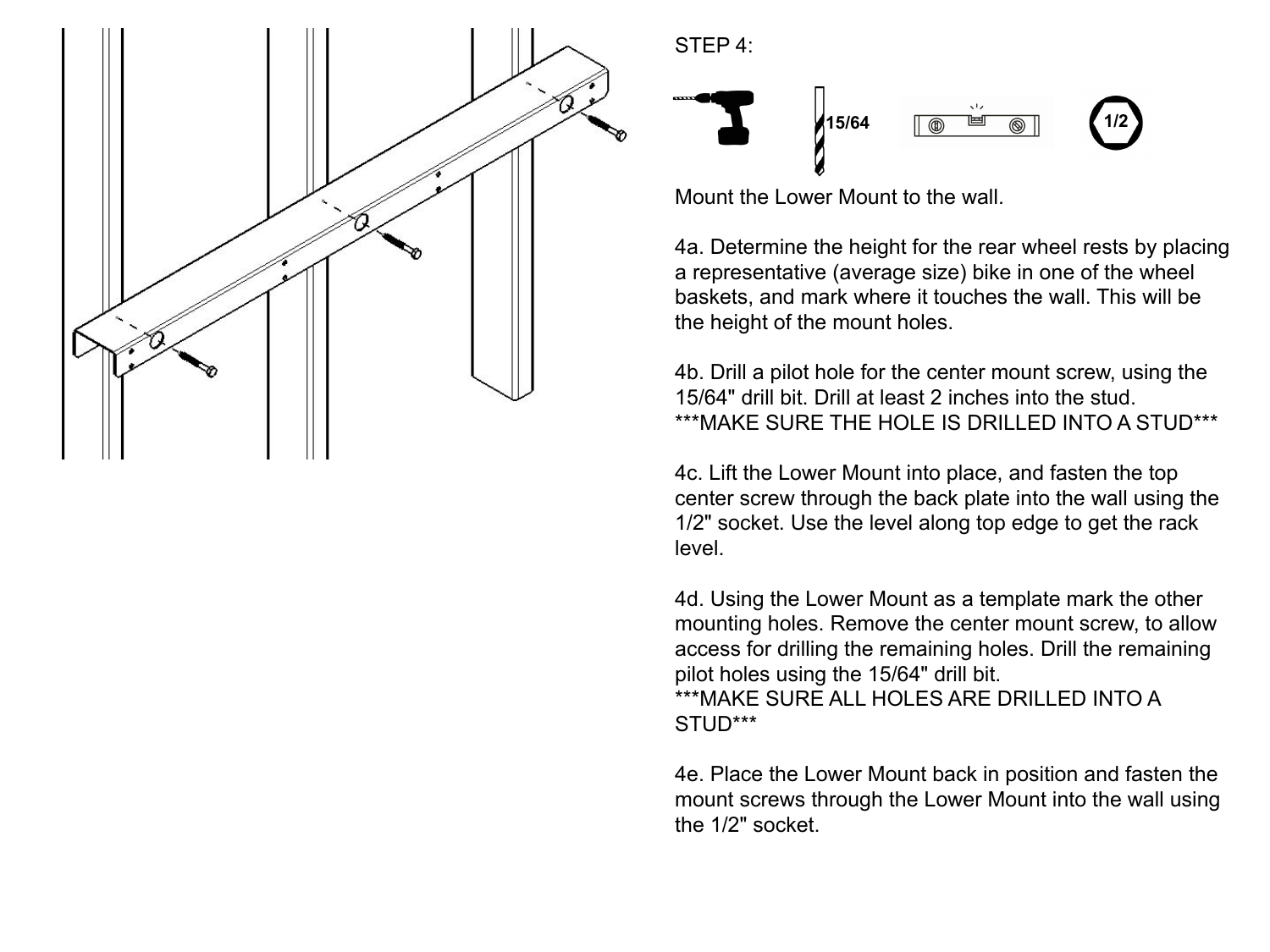STEP 4:

15/64

1/2

Mount the Lower Mount to the wall.

4a. Determine the height for the rear wheel rests by placing a representative (average size) bike in one of the wheel baskets, and mark where it touches the wall. This will be the height of the mount holes.

4b. Drill a pilot hole for the center mount screw, using the 15/64" drill bit. Drill at least 2 inches into the stud.
***MAKE SURE THE HOLE IS DRILLED INTO A STUD***

4c. Lift the Lower Mount into place, and fasten the top center screw through the back plate into the wall using the 1/2" socket. Use the level along top edge to get the rack level.

4d. Using the Lower Mount as a template mark the other mounting holes. Remove the center mount screw, to allow access for drilling the remaining holes. Drill the remaining pilot holes using the 15/64" drill bit.
***MAKE SURE ALL HOLES ARE DRILLED INTO A STUD***

4e. Place the Lower Mount back in position and fasten the mount screws through the Lower Mount into the wall using the 1/2" socket.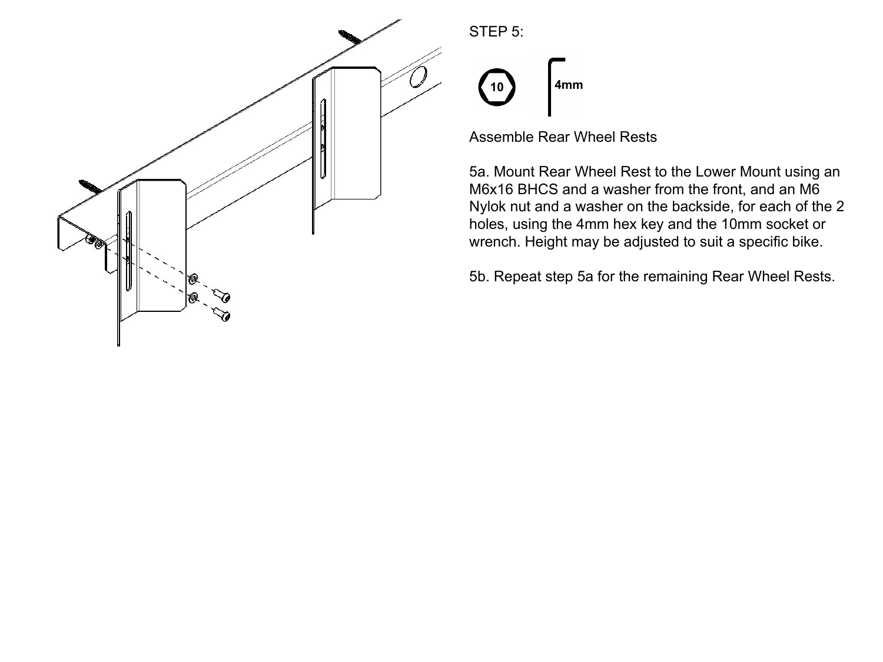STEP 5:

10

4mm

Assemble Rear Wheel Rests

5a. Mount Rear Wheel Rest to the Lower Mount using an M6x16 BHCS and a washer from the front, and an M6 Nylok nut and a washer on the backside, for each of the 2 holes, using the 4mm hex key and the 10mm socket or wrench. Height may be adjusted to suit a specific bike.

5b. Repeat step 5a for the remaining Rear Wheel Rests.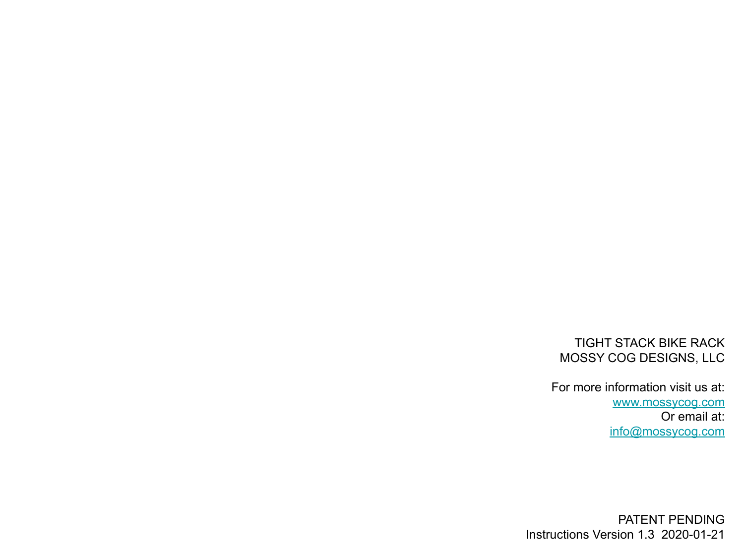TIGHT STACK BIKE RACK
MOSSY COG DESIGNS, LLC

For more information visit us at:
[www.mossycog.com](http://www.mossycog.com)
Or email at:
[info@mossycog.com](mailto:info@mossycog.com)

PATENT PENDING
Instructions Version 1.3 2020-01-21